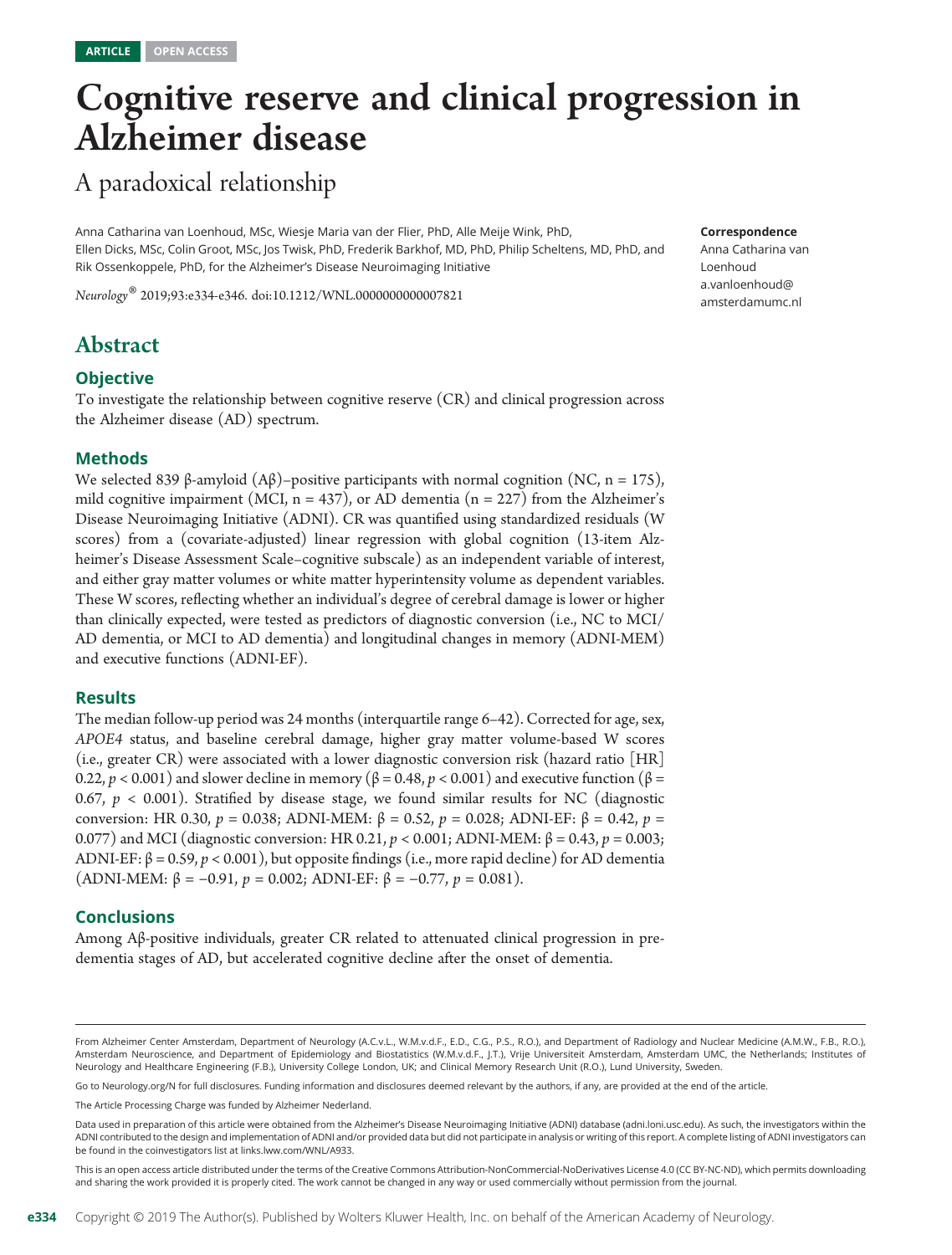ARTICLE OPEN ACCESS

# Cognitive reserve and clinical progression in Alzheimer disease

## A paradoxical relationship

Anna Catharina van Loenhoud, MSc, Wiesje Maria van der Flier, PhD, Alle Meije Wink, PhD, Ellen Dicks, MSc, Colin Groot, MSc, Jos Twisk, PhD, Frederik Barkhof, MD, PhD, Philip Scheltens, MD, PhD, and Rik Ossenkoppele, PhD, for the Alzheimer's Disease Neuroimaging Initiative

*Neurology*® 2019;93:e334-e346. doi:10.1212/WNL.0000000000007821

**Correspondence**
Anna Catharina van Loenhoud
a.vanloenhoud@amsterdamumc.nl

## Abstract

### Objective

To investigate the relationship between cognitive reserve (CR) and clinical progression across the Alzheimer disease (AD) spectrum.

### Methods

We selected 839 β-amyloid (Aβ)–positive participants with normal cognition (NC, n = 175), mild cognitive impairment (MCI, n = 437), or AD dementia (n = 227) from the Alzheimer's Disease Neuroimaging Initiative (ADNI). CR was quantified using standardized residuals (W scores) from a (covariate-adjusted) linear regression with global cognition (13-item Alzheimer's Disease Assessment Scale–cognitive subscale) as an independent variable of interest, and either gray matter volumes or white matter hyperintensity volume as dependent variables. These W scores, reflecting whether an individual's degree of cerebral damage is lower or higher than clinically expected, were tested as predictors of diagnostic conversion (i.e., NC to MCI/AD dementia, or MCI to AD dementia) and longitudinal changes in memory (ADNI-MEM) and executive functions (ADNI-EF).

### Results

The median follow-up period was 24 months (interquartile range 6–42). Corrected for age, sex, *APOE4* status, and baseline cerebral damage, higher gray matter volume-based W scores (i.e., greater CR) were associated with a lower diagnostic conversion risk (hazard ratio [HR] 0.22, $p < 0.001$) and slower decline in memory ($\beta = 0.48$, $p < 0.001$) and executive function ($\beta = 0.67$, $p < 0.001$). Stratified by disease stage, we found similar results for NC (diagnostic conversion: HR 0.30, $p = 0.038$; ADNI-MEM: $\beta = 0.52$, $p = 0.028$; ADNI-EF: $\beta = 0.42$, $p = 0.077$) and MCI (diagnostic conversion: HR 0.21, $p < 0.001$; ADNI-MEM: $\beta = 0.43$, $p = 0.003$; ADNI-EF: $\beta = 0.59$, $p < 0.001$), but opposite findings (i.e., more rapid decline) for AD dementia (ADNI-MEM: $\beta = -0.91$, $p = 0.002$; ADNI-EF: $\beta = -0.77$, $p = 0.081$).

### Conclusions

Among Aβ-positive individuals, greater CR related to attenuated clinical progression in predementia stages of AD, but accelerated cognitive decline after the onset of dementia.

---

From Alzheimer Center Amsterdam, Department of Neurology (A.C.v.L., W.M.v.d.F., E.D., C.G., P.S., R.O.), and Department of Radiology and Nuclear Medicine (A.M.W., F.B., R.O.), Amsterdam Neuroscience, and Department of Epidemiology and Biostatistics (W.M.v.d.F., J.T.), Vrije Universiteit Amsterdam, Amsterdam UMC, the Netherlands; Institutes of Neurology and Healthcare Engineering (F.B.), University College London, UK; and Clinical Memory Research Unit (R.O.), Lund University, Sweden.

Go to Neurology.org/N for full disclosures. Funding information and disclosures deemed relevant by the authors, if any, are provided at the end of the article.

The Article Processing Charge was funded by Alzheimer Nederland.

Data used in preparation of this article were obtained from the Alzheimer's Disease Neuroimaging Initiative (ADNI) database (adni.loni.usc.edu). As such, the investigators within the ADNI contributed to the design and implementation of ADNI and/or provided data but did not participate in analysis or writing of this report. A complete listing of ADNI investigators can be found in the coinvestigators list at links.lww.com/WNL/A933.

This is an open access article distributed under the terms of the Creative Commons Attribution-NonCommercial-NoDerivatives License 4.0 (CC BY-NC-ND), which permits downloading and sharing the work provided it is properly cited. The work cannot be changed in any way or used commercially without permission from the journal.

Copyright © 2019 The Author(s). Published by Wolters Kluwer Health, Inc. on behalf of the American Academy of Neurology.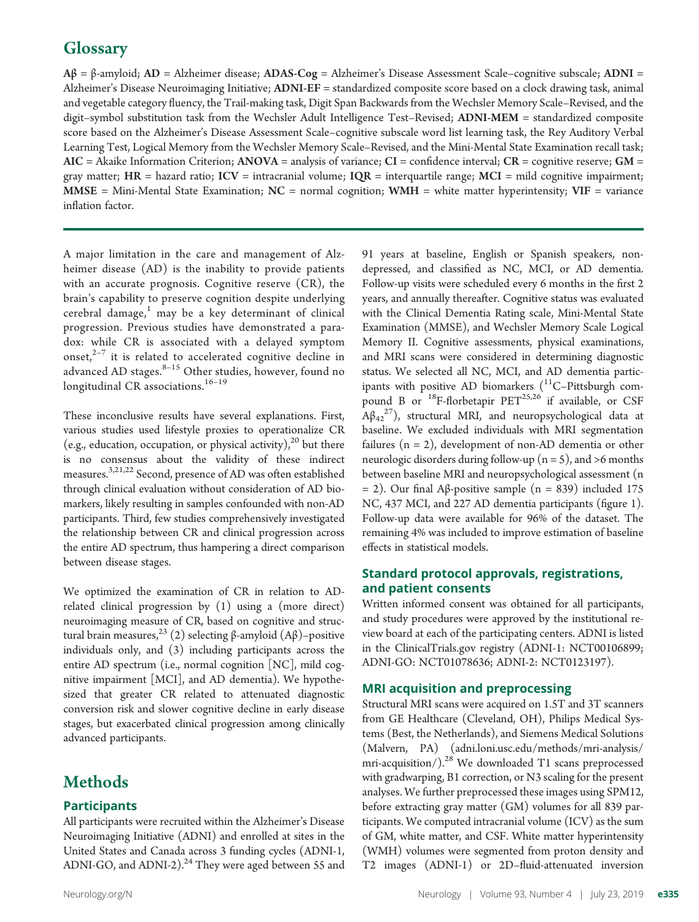## Glossary

**Aβ** = β-amyloid; **AD** = Alzheimer disease; **ADAS-Cog** = Alzheimer's Disease Assessment Scale–cognitive subscale; **ADNI** = Alzheimer's Disease Neuroimaging Initiative; **ADNI-EF** = standardized composite score based on a clock drawing task, animal and vegetable category fluency, the Trail-making task, Digit Span Backwards from the Wechsler Memory Scale–Revised, and the digit–symbol substitution task from the Wechsler Adult Intelligence Test–Revised; **ADNI-MEM** = standardized composite score based on the Alzheimer's Disease Assessment Scale–cognitive subscale word list learning task, the Rey Auditory Verbal Learning Test, Logical Memory from the Wechsler Memory Scale–Revised, and the Mini-Mental State Examination recall task; **AIC** = Akaike Information Criterion; **ANOVA** = analysis of variance; **CI** = confidence interval; **CR** = cognitive reserve; **GM** = gray matter; **HR** = hazard ratio; **ICV** = intracranial volume; **IQR** = interquartile range; **MCI** = mild cognitive impairment; **MMSE** = Mini-Mental State Examination; **NC** = normal cognition; **WMH** = white matter hyperintensity; **VIF** = variance inflation factor.

A major limitation in the care and management of Alzheimer disease (AD) is the inability to provide patients with an accurate prognosis. Cognitive reserve (CR), the brain's capability to preserve cognition despite underlying cerebral damage,[1] may be a key determinant of clinical progression. Previous studies have demonstrated a paradox: while CR is associated with a delayed symptom onset,[2–7] it is related to accelerated cognitive decline in advanced AD stages.[8–15] Other studies, however, found no longitudinal CR associations.[16–19]

These inconclusive results have several explanations. First, various studies used lifestyle proxies to operationalize CR (e.g., education, occupation, or physical activity),[20] but there is no consensus about the validity of these indirect measures.[3,21,22] Second, presence of AD was often established through clinical evaluation without consideration of AD biomarkers, likely resulting in samples confounded with non-AD participants. Third, few studies comprehensively investigated the relationship between CR and clinical progression across the entire AD spectrum, thus hampering a direct comparison between disease stages.

We optimized the examination of CR in relation to AD-related clinical progression by (1) using a (more direct) neuroimaging measure of CR, based on cognitive and structural brain measures,[23] (2) selecting β-amyloid (Aβ)–positive individuals only, and (3) including participants across the entire AD spectrum (i.e., normal cognition [NC], mild cognitive impairment [MCI], and AD dementia). We hypothesized that greater CR related to attenuated diagnostic conversion risk and slower cognitive decline in early disease stages, but exacerbated clinical progression among clinically advanced participants.

# Methods

## Participants

All participants were recruited within the Alzheimer's Disease Neuroimaging Initiative (ADNI) and enrolled at sites in the United States and Canada across 3 funding cycles (ADNI-1, ADNI-GO, and ADNI-2).[24] They were aged between 55 and 91 years at baseline, English or Spanish speakers, non-depressed, and classified as NC, MCI, or AD dementia. Follow-up visits were scheduled every 6 months in the first 2 years, and annually thereafter. Cognitive status was evaluated with the Clinical Dementia Rating scale, Mini-Mental State Examination (MMSE), and Wechsler Memory Scale Logical Memory II. Cognitive assessments, physical examinations, and MRI scans were considered in determining diagnostic status. We selected all NC, MCI, and AD dementia participants with positive AD biomarkers ($^{11}$C–Pittsburgh compound B or $^{18}$F-florbetapir PET[25,26] if available, or CSF $A\beta_{42}$[27]), structural MRI, and neuropsychological data at baseline. We excluded individuals with MRI segmentation failures (n = 2), development of non-AD dementia or other neurologic disorders during follow-up (n = 5), and >6 months between baseline MRI and neuropsychological assessment (n = 2). Our final Aβ-positive sample (n = 839) included 175 NC, 437 MCI, and 227 AD dementia participants (figure 1). Follow-up data were available for 96% of the dataset. The remaining 4% was included to improve estimation of baseline effects in statistical models.

## Standard protocol approvals, registrations, and patient consents

Written informed consent was obtained for all participants, and study procedures were approved by the institutional review board at each of the participating centers. ADNI is listed in the ClinicalTrials.gov registry (ADNI-1: NCT00106899; ADNI-GO: NCT01078636; ADNI-2: NCT0123197).

## MRI acquisition and preprocessing

Structural MRI scans were acquired on 1.5T and 3T scanners from GE Healthcare (Cleveland, OH), Philips Medical Systems (Best, the Netherlands), and Siemens Medical Solutions (Malvern, PA) (adni.loni.usc.edu/methods/mri-analysis/mri-acquisition/).[28] We downloaded T1 scans preprocessed with gradwarping, B1 correction, or N3 scaling for the present analyses. We further preprocessed these images using SPM12, before extracting gray matter (GM) volumes for all 839 participants. We computed intracranial volume (ICV) as the sum of GM, white matter, and CSF. White matter hyperintensity (WMH) volumes were segmented from proton density and T2 images (ADNI-1) or 2D–fluid-attenuated inversion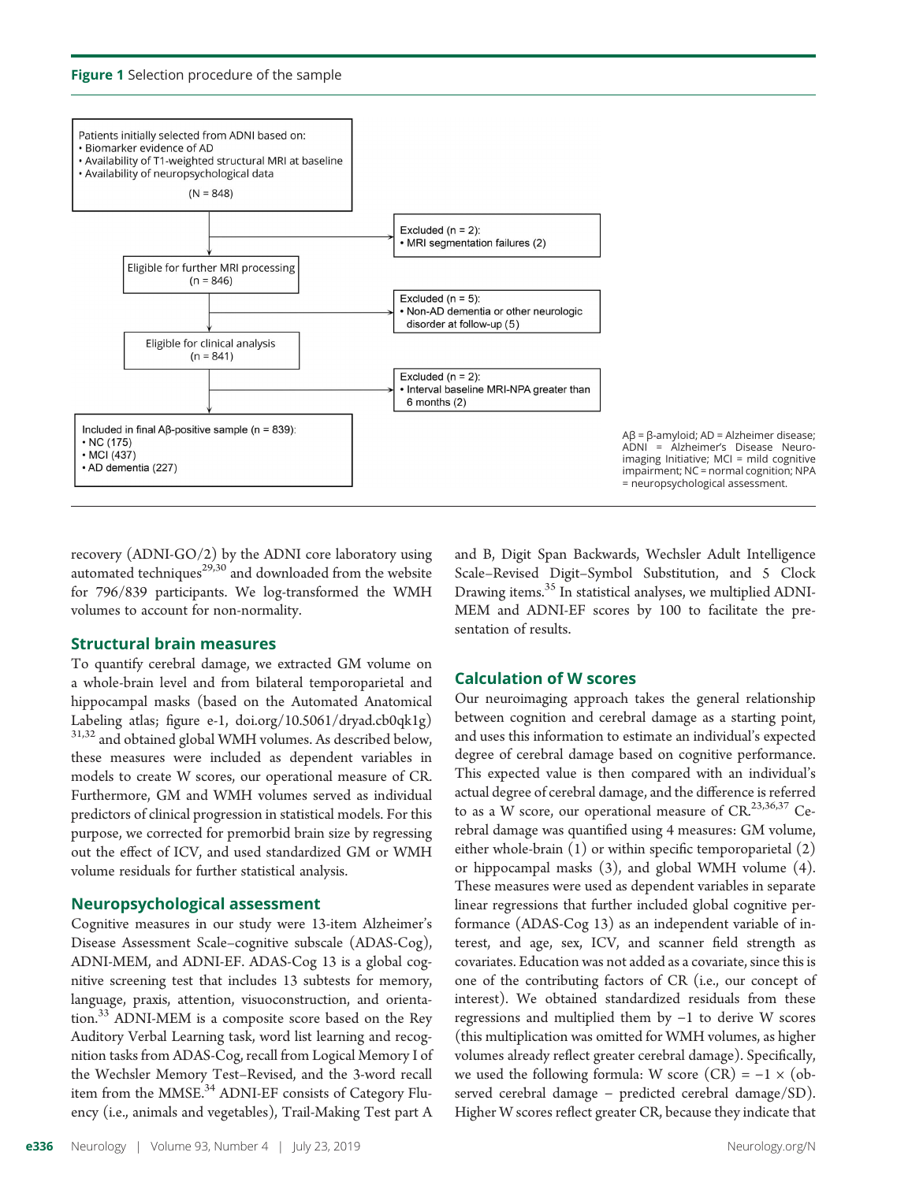**Figure 1** Selection procedure of the sample

Patients initially selected from ADNI based on:
- Biomarker evidence of AD
- Availability of T1-weighted structural MRI at baseline
- Availability of neuropsychological data

(N = 848)

Excluded (n = 2):
- MRI segmentation failures (2)

Eligible for further MRI processing (n = 846)

Excluded (n = 5):
- Non-AD dementia or other neurologic disorder at follow-up (5)

Eligible for clinical analysis (n = 841)

Excluded (n = 2):
- Interval baseline MRI-NPA greater than 6 months (2)

Included in final Aβ-positive sample (n = 839):
- NC (175)
- MCI (437)
- AD dementia (227)

Aβ = β-amyloid; AD = Alzheimer disease; ADNI = Alzheimer's Disease Neuroimaging Initiative; MCI = mild cognitive impairment; NC = normal cognition; NPA = neuropsychological assessment.

recovery (ADNI-GO/2) by the ADNI core laboratory using automated techniques[29,30] and downloaded from the website for 796/839 participants. We log-transformed the WMH volumes to account for non-normality.

## Structural brain measures

To quantify cerebral damage, we extracted GM volume on a whole-brain level and from bilateral temporoparietal and hippocampal masks (based on the Automated Anatomical Labeling atlas; figure e-1, doi.org/10.5061/dryad.cb0qk1g)[31,32] and obtained global WMH volumes. As described below, these measures were included as dependent variables in models to create W scores, our operational measure of CR. Furthermore, GM and WMH volumes served as individual predictors of clinical progression in statistical models. For this purpose, we corrected for premorbid brain size by regressing out the effect of ICV, and used standardized GM or WMH volume residuals for further statistical analysis.

## Neuropsychological assessment

Cognitive measures in our study were 13-item Alzheimer's Disease Assessment Scale–cognitive subscale (ADAS-Cog), ADNI-MEM, and ADNI-EF. ADAS-Cog 13 is a global cognitive screening test that includes 13 subtests for memory, language, praxis, attention, visuoconstruction, and orientation.[33] ADNI-MEM is a composite score based on the Rey Auditory Verbal Learning task, word list learning and recognition tasks from ADAS-Cog, recall from Logical Memory I of the Wechsler Memory Test–Revised, and the 3-word recall item from the MMSE.[34] ADNI-EF consists of Category Fluency (i.e., animals and vegetables), Trail-Making Test part A and B, Digit Span Backwards, Wechsler Adult Intelligence Scale–Revised Digit–Symbol Substitution, and 5 Clock Drawing items.[35] In statistical analyses, we multiplied ADNI-MEM and ADNI-EF scores by 100 to facilitate the presentation of results.

## Calculation of W scores

Our neuroimaging approach takes the general relationship between cognition and cerebral damage as a starting point, and uses this information to estimate an individual's expected degree of cerebral damage based on cognitive performance. This expected value is then compared with an individual's actual degree of cerebral damage, and the difference is referred to as a W score, our operational measure of CR.[23,36,37] Cerebral damage was quantified using 4 measures: GM volume, either whole-brain (1) or within specific temporoparietal (2) or hippocampal masks (3), and global WMH volume (4). These measures were used as dependent variables in separate linear regressions that further included global cognitive performance (ADAS-Cog 13) as an independent variable of interest, and age, sex, ICV, and scanner field strength as covariates. Education was not added as a covariate, since this is one of the contributing factors of CR (i.e., our concept of interest). We obtained standardized residuals from these regressions and multiplied them by −1 to derive W scores (this multiplication was omitted for WMH volumes, as higher volumes already reflect greater cerebral damage). Specifically, we used the following formula: W score (CR) = −1 × (observed cerebral damage − predicted cerebral damage/SD). Higher W scores reflect greater CR, because they indicate that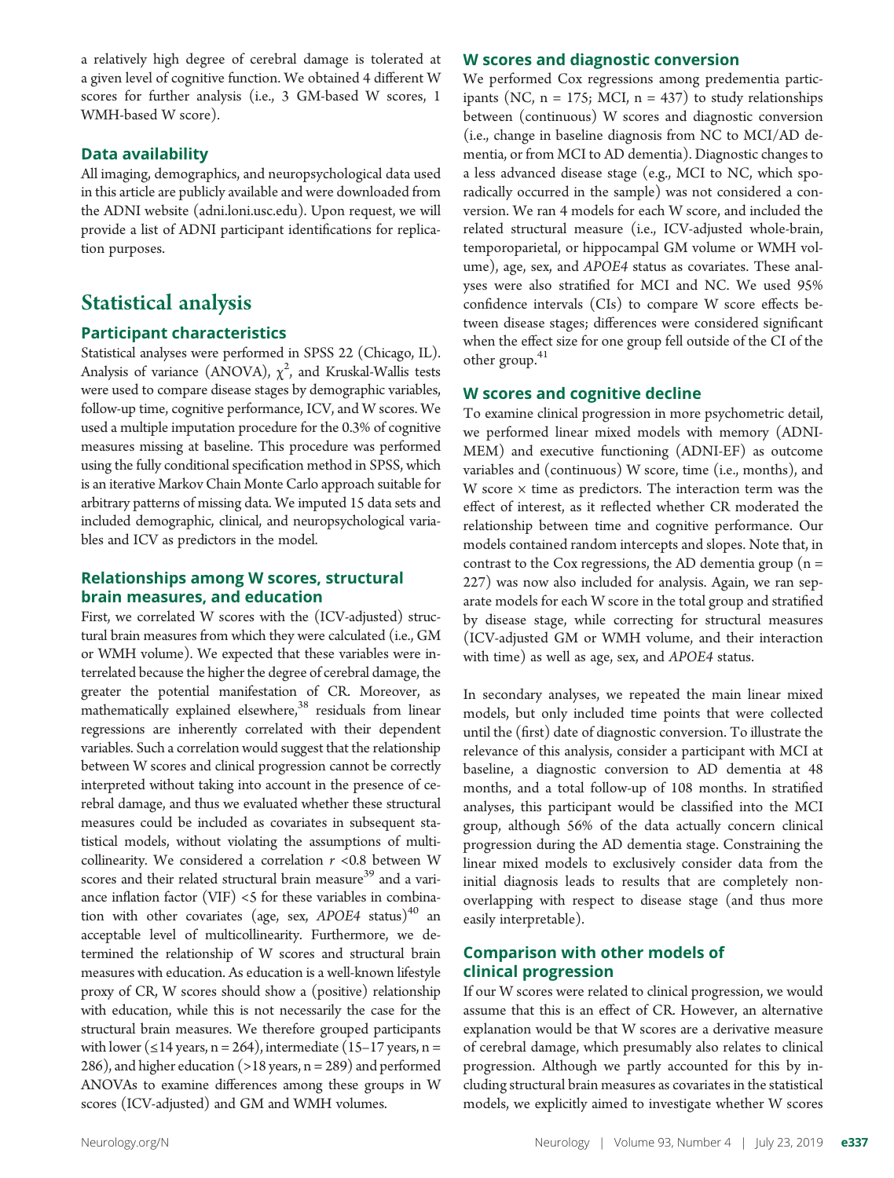a relatively high degree of cerebral damage is tolerated at a given level of cognitive function. We obtained 4 different W scores for further analysis (i.e., 3 GM-based W scores, 1 WMH-based W score).

### Data availability

All imaging, demographics, and neuropsychological data used in this article are publicly available and were downloaded from the ADNI website (adni.loni.usc.edu). Upon request, we will provide a list of ADNI participant identifications for replication purposes.

## Statistical analysis

### Participant characteristics

Statistical analyses were performed in SPSS 22 (Chicago, IL). Analysis of variance (ANOVA), $\chi^2$, and Kruskal-Wallis tests were used to compare disease stages by demographic variables, follow-up time, cognitive performance, ICV, and W scores. We used a multiple imputation procedure for the 0.3% of cognitive measures missing at baseline. This procedure was performed using the fully conditional specification method in SPSS, which is an iterative Markov Chain Monte Carlo approach suitable for arbitrary patterns of missing data. We imputed 15 data sets and included demographic, clinical, and neuropsychological variables and ICV as predictors in the model.

### Relationships among W scores, structural brain measures, and education

First, we correlated W scores with the (ICV-adjusted) structural brain measures from which they were calculated (i.e., GM or WMH volume). We expected that these variables were interrelated because the higher the degree of cerebral damage, the greater the potential manifestation of CR. Moreover, as mathematically explained elsewhere,[38] residuals from linear regressions are inherently correlated with their dependent variables. Such a correlation would suggest that the relationship between W scores and clinical progression cannot be correctly interpreted without taking into account in the presence of cerebral damage, and thus we evaluated whether these structural measures could be included as covariates in subsequent statistical models, without violating the assumptions of multicollinearity. We considered a correlation $r$ <0.8 between W scores and their related structural brain measure[39] and a variance inflation factor (VIF) <5 for these variables in combination with other covariates (age, sex, *APOE4* status)[40] an acceptable level of multicollinearity. Furthermore, we determined the relationship of W scores and structural brain measures with education. As education is a well-known lifestyle proxy of CR, W scores should show a (positive) relationship with education, while this is not necessarily the case for the structural brain measures. We therefore grouped participants with lower (≤14 years, n = 264), intermediate (15–17 years, n = 286), and higher education (>18 years, n = 289) and performed ANOVAs to examine differences among these groups in W scores (ICV-adjusted) and GM and WMH volumes.

### W scores and diagnostic conversion

We performed Cox regressions among predementia participants (NC, n = 175; MCI, n = 437) to study relationships between (continuous) W scores and diagnostic conversion (i.e., change in baseline diagnosis from NC to MCI/AD dementia, or from MCI to AD dementia). Diagnostic changes to a less advanced disease stage (e.g., MCI to NC, which sporadically occurred in the sample) was not considered a conversion. We ran 4 models for each W score, and included the related structural measure (i.e., ICV-adjusted whole-brain, temporoparietal, or hippocampal GM volume or WMH volume), age, sex, and *APOE4* status as covariates. These analyses were also stratified for MCI and NC. We used 95% confidence intervals (CIs) to compare W score effects between disease stages; differences were considered significant when the effect size for one group fell outside of the CI of the other group.[41]

### W scores and cognitive decline

To examine clinical progression in more psychometric detail, we performed linear mixed models with memory (ADNI-MEM) and executive functioning (ADNI-EF) as outcome variables and (continuous) W score, time (i.e., months), and W score × time as predictors. The interaction term was the effect of interest, as it reflected whether CR moderated the relationship between time and cognitive performance. Our models contained random intercepts and slopes. Note that, in contrast to the Cox regressions, the AD dementia group (n = 227) was now also included for analysis. Again, we ran separate models for each W score in the total group and stratified by disease stage, while correcting for structural measures (ICV-adjusted GM or WMH volume, and their interaction with time) as well as age, sex, and *APOE4* status.

In secondary analyses, we repeated the main linear mixed models, but only included time points that were collected until the (first) date of diagnostic conversion. To illustrate the relevance of this analysis, consider a participant with MCI at baseline, a diagnostic conversion to AD dementia at 48 months, and a total follow-up of 108 months. In stratified analyses, this participant would be classified into the MCI group, although 56% of the data actually concern clinical progression during the AD dementia stage. Constraining the linear mixed models to exclusively consider data from the initial diagnosis leads to results that are completely nonoverlapping with respect to disease stage (and thus more easily interpretable).

### Comparison with other models of clinical progression

If our W scores were related to clinical progression, we would assume that this is an effect of CR. However, an alternative explanation would be that W scores are a derivative measure of cerebral damage, which presumably also relates to clinical progression. Although we partly accounted for this by including structural brain measures as covariates in the statistical models, we explicitly aimed to investigate whether W scores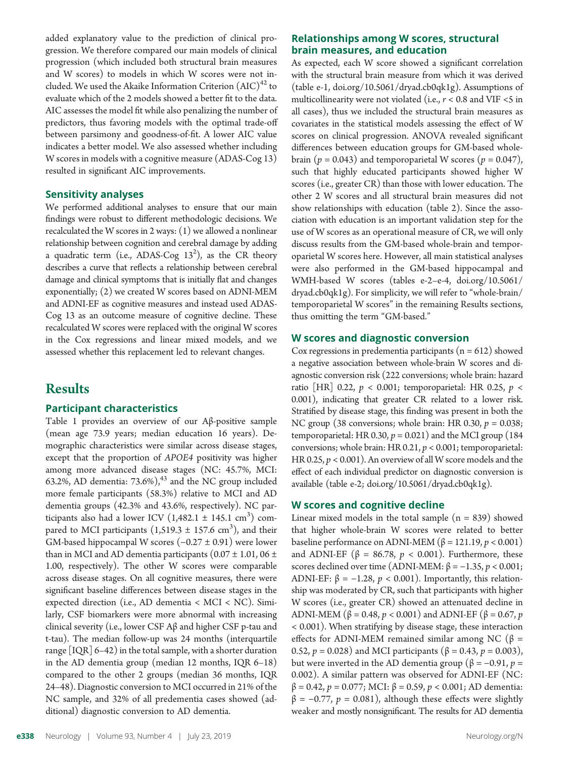added explanatory value to the prediction of clinical progression. We therefore compared our main models of clinical progression (which included both structural brain measures and W scores) to models in which W scores were not included. We used the Akaike Information Criterion (AIC)[42] to evaluate which of the 2 models showed a better fit to the data. AIC assesses the model fit while also penalizing the number of predictors, thus favoring models with the optimal trade-off between parsimony and goodness-of-fit. A lower AIC value indicates a better model. We also assessed whether including W scores in models with a cognitive measure (ADAS-Cog 13) resulted in significant AIC improvements.

### Sensitivity analyses

We performed additional analyses to ensure that our main findings were robust to different methodologic decisions. We recalculated the W scores in 2 ways: (1) we allowed a nonlinear relationship between cognition and cerebral damage by adding a quadratic term (i.e., ADAS-Cog $13^2$), as the CR theory describes a curve that reflects a relationship between cerebral damage and clinical symptoms that is initially flat and changes exponentially; (2) we created W scores based on ADNI-MEM and ADNI-EF as cognitive measures and instead used ADAS-Cog 13 as an outcome measure of cognitive decline. These recalculated W scores were replaced with the original W scores in the Cox regressions and linear mixed models, and we assessed whether this replacement led to relevant changes.

## Results

### Participant characteristics

Table 1 provides an overview of our Aβ-positive sample (mean age 73.9 years; median education 16 years). Demographic characteristics were similar across disease stages, except that the proportion of *APOE4* positivity was higher among more advanced disease stages (NC: 45.7%, MCI: 63.2%, AD dementia: 73.6%),[43] and the NC group included more female participants (58.3%) relative to MCI and AD dementia groups (42.3% and 43.6%, respectively). NC participants also had a lower ICV (1,482.1 ± 145.1 $cm^3$) compared to MCI participants (1,519.3 ± 157.6 $cm^3$), and their GM-based hippocampal W scores (−0.27 ± 0.91) were lower than in MCI and AD dementia participants (0.07 ± 1.01, 06 ± 1.00, respectively). The other W scores were comparable across disease stages. On all cognitive measures, there were significant baseline differences between disease stages in the expected direction (i.e., AD dementia < MCI < NC). Similarly, CSF biomarkers were more abnormal with increasing clinical severity (i.e., lower CSF Aβ and higher CSF p-tau and t-tau). The median follow-up was 24 months (interquartile range [IQR] 6–42) in the total sample, with a shorter duration in the AD dementia group (median 12 months, IQR 6–18) compared to the other 2 groups (median 36 months, IQR 24–48). Diagnostic conversion to MCI occurred in 21% of the NC sample, and 32% of all predementia cases showed (additional) diagnostic conversion to AD dementia.

### Relationships among W scores, structural brain measures, and education

As expected, each W score showed a significant correlation with the structural brain measure from which it was derived (table e-1, doi.org/10.5061/dryad.cb0qk1g). Assumptions of multicollinearity were not violated (i.e., $r < 0.8$ and VIF <5 in all cases), thus we included the structural brain measures as covariates in the statistical models assessing the effect of W scores on clinical progression. ANOVA revealed significant differences between education groups for GM-based whole-brain ($p = 0.043$) and temporoparietal W scores ($p = 0.047$), such that highly educated participants showed higher W scores (i.e., greater CR) than those with lower education. The other 2 W scores and all structural brain measures did not show relationships with education (table 2). Since the association with education is an important validation step for the use of W scores as an operational measure of CR, we will only discuss results from the GM-based whole-brain and temporoparietal W scores here. However, all main statistical analyses were also performed in the GM-based hippocampal and WMH-based W scores (tables e-2–e-4, doi.org/10.5061/dryad.cb0qk1g). For simplicity, we will refer to "whole-brain/temporoparietal W scores" in the remaining Results sections, thus omitting the term "GM-based."

### W scores and diagnostic conversion

Cox regressions in predementia participants (n = 612) showed a negative association between whole-brain W scores and diagnostic conversion risk (222 conversions; whole brain: hazard ratio [HR] 0.22, $p < 0.001$; temporoparietal: HR 0.25, $p < 0.001$), indicating that greater CR related to a lower risk. Stratified by disease stage, this finding was present in both the NC group (38 conversions; whole brain: HR 0.30, $p = 0.038$; temporoparietal: HR 0.30, $p = 0.021$) and the MCI group (184 conversions; whole brain: HR 0.21, $p < 0.001$; temporoparietal: HR 0.25, $p < 0.001$). An overview of all W score models and the effect of each individual predictor on diagnostic conversion is available (table e-2; doi.org/10.5061/dryad.cb0qk1g).

### W scores and cognitive decline

Linear mixed models in the total sample (n = 839) showed that higher whole-brain W scores were related to better baseline performance on ADNI-MEM (β = 121.19, $p < 0.001$) and ADNI-EF (β = 86.78, $p < 0.001$). Furthermore, these scores declined over time (ADNI-MEM: β = −1.35, $p < 0.001$; ADNI-EF: β = −1.28, $p < 0.001$). Importantly, this relationship was moderated by CR, such that participants with higher W scores (i.e., greater CR) showed an attenuated decline in ADNI-MEM (β = 0.48, $p < 0.001$) and ADNI-EF (β = 0.67, $p < 0.001$). When stratifying by disease stage, these interaction effects for ADNI-MEM remained similar among NC (β = 0.52, $p = 0.028$) and MCI participants (β = 0.43, $p = 0.003$), but were inverted in the AD dementia group (β = −0.91, $p = 0.002$). A similar pattern was observed for ADNI-EF (NC: β = 0.42, $p = 0.077$; MCI: β = 0.59, $p < 0.001$; AD dementia: β = −0.77, $p = 0.081$), although these effects were slightly weaker and mostly nonsignificant. The results for AD dementia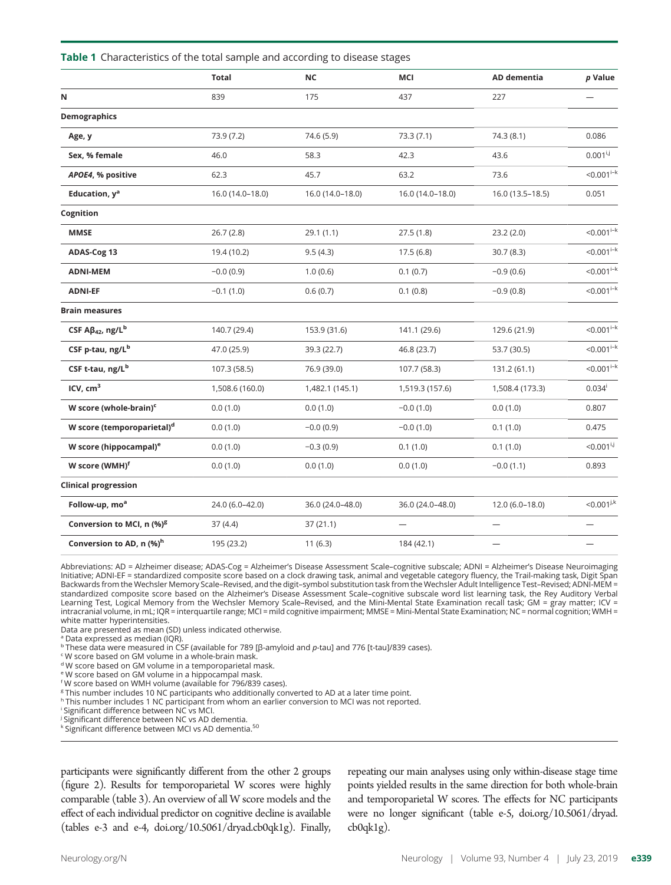**Table 1** Characteristics of the total sample and according to disease stages

| | Total | NC | MCI | AD dementia | p Value |
|---|---|---|---|---|---|
| **N** | 839 | 175 | 437 | 227 | — |
| **Demographics** | | | | | |
| Age, y | 73.9 (7.2) | 74.6 (5.9) | 73.3 (7.1) | 74.3 (8.1) | 0.086 |
| Sex, % female | 46.0 | 58.3 | 42.3 | 43.6 | 0.001[i,j] |
| *APOE4*, % positive | 62.3 | 45.7 | 63.2 | 73.6 | <0.001[i–k] |
| Education, y[a] | 16.0 (14.0–18.0) | 16.0 (14.0–18.0) | 16.0 (14.0–18.0) | 16.0 (13.5–18.5) | 0.051 |
| **Cognition** | | | | | |
| MMSE | 26.7 (2.8) | 29.1 (1.1) | 27.5 (1.8) | 23.2 (2.0) | <0.001[i–k] |
| ADAS-Cog 13 | 19.4 (10.2) | 9.5 (4.3) | 17.5 (6.8) | 30.7 (8.3) | <0.001[i–k] |
| ADNI-MEM | −0.0 (0.9) | 1.0 (0.6) | 0.1 (0.7) | −0.9 (0.6) | <0.001[i–k] |
| ADNI-EF | −0.1 (1.0) | 0.6 (0.7) | 0.1 (0.8) | −0.9 (0.8) | <0.001[i–k] |
| **Brain measures** | | | | | |
| CSF $A\beta_{42}$, ng/L[b] | 140.7 (29.4) | 153.9 (31.6) | 141.1 (29.6) | 129.6 (21.9) | <0.001[i–k] |
| CSF p-tau, ng/L[b] | 47.0 (25.9) | 39.3 (22.7) | 46.8 (23.7) | 53.7 (30.5) | <0.001[i–k] |
| CSF t-tau, ng/L[b] | 107.3 (58.5) | 76.9 (39.0) | 107.7 (58.3) | 131.2 (61.1) | <0.001[i–k] |
| ICV, $cm^3$ | 1,508.6 (160.0) | 1,482.1 (145.1) | 1,519.3 (157.6) | 1,508.4 (173.3) | 0.034[i] |
| W score (whole-brain)[c] | 0.0 (1.0) | 0.0 (1.0) | −0.0 (1.0) | 0.0 (1.0) | 0.807 |
| W score (temporoparietal)[d] | 0.0 (1.0) | −0.0 (0.9) | −0.0 (1.0) | 0.1 (1.0) | 0.475 |
| W score (hippocampal)[e] | 0.0 (1.0) | −0.3 (0.9) | 0.1 (1.0) | 0.1 (1.0) | <0.001[i,j] |
| W score (WMH)[f] | 0.0 (1.0) | 0.0 (1.0) | 0.0 (1.0) | −0.0 (1.1) | 0.893 |
| **Clinical progression** | | | | | |
| Follow-up, mo[a] | 24.0 (6.0–42.0) | 36.0 (24.0–48.0) | 36.0 (24.0–48.0) | 12.0 (6.0–18.0) | <0.001[j,k] |
| Conversion to MCI, n (%)[g] | 37 (4.4) | 37 (21.1) | — | — | — |
| Conversion to AD, n (%)[h] | 195 (23.2) | 11 (6.3) | 184 (42.1) | — | — |

Abbreviations: AD = Alzheimer disease; ADAS-Cog = Alzheimer's Disease Assessment Scale–cognitive subscale; ADNI = Alzheimer's Disease Neuroimaging Initiative; ADNI-EF = standardized composite score based on a clock drawing task, animal and vegetable category fluency, the Trail-making task, Digit Span Backwards from the Wechsler Memory Scale–Revised, and the digit–symbol substitution task from the Wechsler Adult Intelligence Test–Revised; ADNI-MEM = standardized composite score based on the Alzheimer's Disease Assessment Scale–cognitive subscale word list learning task, the Rey Auditory Verbal Learning Test, Logical Memory from the Wechsler Memory Scale–Revised, and the Mini-Mental State Examination recall task; GM = gray matter; ICV = intracranial volume, in mL; IQR = interquartile range; MCI = mild cognitive impairment; MMSE = Mini-Mental State Examination; NC = normal cognition; WMH = white matter hyperintensities.

Data are presented as mean (SD) unless indicated otherwise.

[a] Data expressed as median (IQR).
[b] These data were measured in CSF (available for 789 [β-amyloid and p-tau] and 776 [t-tau]/839 cases).
[c] W score based on GM volume in a whole-brain mask.
[d] W score based on GM volume in a temporoparietal mask.
[e] W score based on GM volume in a hippocampal mask.
[f] W score based on WMH volume (available for 796/839 cases).
[g] This number includes 10 NC participants who additionally converted to AD at a later time point.
[h] This number includes 1 NC participant from whom an earlier conversion to MCI was not reported.
[i] Significant difference between NC vs MCI.
[j] Significant difference between NC vs AD dementia.
[k] Significant difference between MCI vs AD dementia.[50]

participants were significantly different from the other 2 groups (figure 2). Results for temporoparietal W scores were highly comparable (table 3). An overview of all W score models and the effect of each individual predictor on cognitive decline is available (tables e-3 and e-4, doi.org/10.5061/dryad.cb0qk1g). Finally, repeating our main analyses using only within-disease stage time points yielded results in the same direction for both whole-brain and temporoparietal W scores. The effects for NC participants were no longer significant (table e-5, doi.org/10.5061/dryad.cb0qk1g).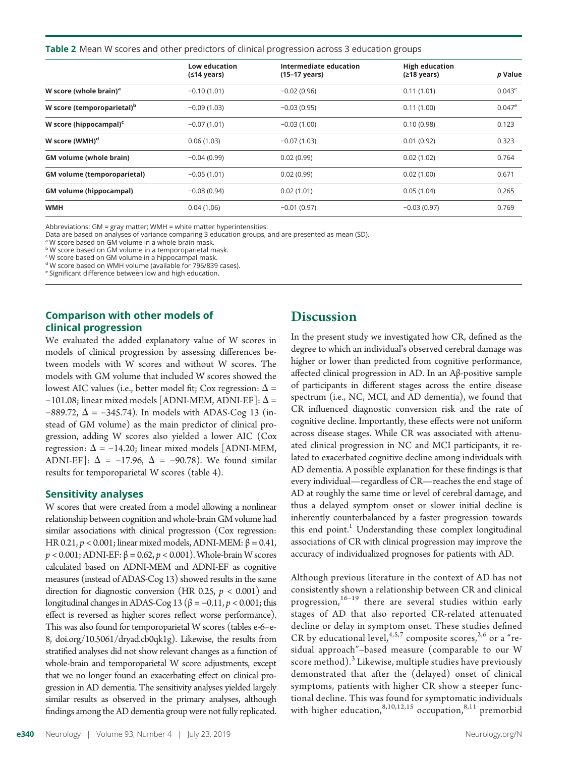**Table 2** Mean W scores and other predictors of clinical progression across 3 education groups

| | Low education (≤14 years) | Intermediate education (15–17 years) | High education (≥18 years) | *p* Value |
|---|---|---|---|---|
| **W score (whole brain)[a]** | −0.10 (1.01) | −0.02 (0.96) | 0.11 (1.01) | 0.043[e] |
| **W score (temporoparietal)[b]** | −0.09 (1.03) | −0.03 (0.95) | 0.11 (1.00) | 0.047[e] |
| **W score (hippocampal)[c]** | −0.07 (1.01) | −0.03 (1.00) | 0.10 (0.98) | 0.123 |
| **W score (WMH)[d]** | 0.06 (1.03) | −0.07 (1.03) | 0.01 (0.92) | 0.323 |
| **GM volume (whole brain)** | −0.04 (0.99) | 0.02 (0.99) | 0.02 (1.02) | 0.764 |
| **GM volume (temporoparietal)** | −0.05 (1.01) | 0.02 (0.99) | 0.02 (1.00) | 0.671 |
| **GM volume (hippocampal)** | −0.08 (0.94) | 0.02 (1.01) | 0.05 (1.04) | 0.265 |
| **WMH** | 0.04 (1.06) | −0.01 (0.97) | −0.03 (0.97) | 0.769 |

Abbreviations: GM = gray matter; WMH = white matter hyperintensities.
Data are based on analyses of variance comparing 3 education groups, and are presented as mean (SD).
[a] W score based on GM volume in a whole-brain mask.
[b] W score based on GM volume in a temporoparietal mask.
[c] W score based on GM volume in a hippocampal mask.
[d] W score based on WMH volume (available for 796/839 cases).
[e] Significant difference between low and high education.

### Comparison with other models of clinical progression

We evaluated the added explanatory value of W scores in models of clinical progression by assessing differences between models with W scores and without W scores. The models with GM volume that included W scores showed the lowest AIC values (i.e., better model fit; Cox regression: $\Delta = -101.08$; linear mixed models [ADNI-MEM, ADNI-EF]: $\Delta = -889.72$, $\Delta = -345.74$). In models with ADAS-Cog 13 (instead of GM volume) as the main predictor of clinical progression, adding W scores also yielded a lower AIC (Cox regression: $\Delta = -14.20$; linear mixed models [ADNI-MEM, ADNI-EF]: $\Delta = -17.96$, $\Delta = -90.78$). We found similar results for temporoparietal W scores (table 4).

### Sensitivity analyses

W scores that were created from a model allowing a nonlinear relationship between cognition and whole-brain GM volume had similar associations with clinical progression (Cox regression: HR 0.21, $p < 0.001$; linear mixed models, ADNI-MEM: $\beta = 0.41$, $p < 0.001$; ADNI-EF: $\beta = 0.62$, $p < 0.001$). Whole-brain W scores calculated based on ADNI-MEM and ADNI-EF as cognitive measures (instead of ADAS-Cog 13) showed results in the same direction for diagnostic conversion (HR 0.25, $p < 0.001$) and longitudinal changes in ADAS-Cog 13 ($\beta = -0.11$, $p < 0.001$; this effect is reversed as higher scores reflect worse performance). This was also found for temporoparietal W scores (tables e-6–e-8, doi.org/10.5061/dryad.cb0qk1g). Likewise, the results from stratified analyses did not show relevant changes as a function of whole-brain and temporoparietal W score adjustments, except that we no longer found an exacerbating effect on clinical progression in AD dementia. The sensitivity analyses yielded largely similar results as observed in the primary analyses, although findings among the AD dementia group were not fully replicated.

## Discussion

In the present study we investigated how CR, defined as the degree to which an individual's observed cerebral damage was higher or lower than predicted from cognitive performance, affected clinical progression in AD. In an Aβ-positive sample of participants in different stages across the entire disease spectrum (i.e., NC, MCI, and AD dementia), we found that CR influenced diagnostic conversion risk and the rate of cognitive decline. Importantly, these effects were not uniform across disease stages. While CR was associated with attenuated clinical progression in NC and MCI participants, it related to exacerbated cognitive decline among individuals with AD dementia. A possible explanation for these findings is that every individual—regardless of CR—reaches the end stage of AD at roughly the same time or level of cerebral damage, and thus a delayed symptom onset or slower initial decline is inherently counterbalanced by a faster progression towards this end point.[1] Understanding these complex longitudinal associations of CR with clinical progression may improve the accuracy of individualized prognoses for patients with AD.

Although previous literature in the context of AD has not consistently shown a relationship between CR and clinical progression,[16–19] there are several studies within early stages of AD that also reported CR-related attenuated decline or delay in symptom onset. These studies defined CR by educational level,[4,5,7] composite scores,[2,6] or a "residual approach"–based measure (comparable to our W score method).[3] Likewise, multiple studies have previously demonstrated that after the (delayed) onset of clinical symptoms, patients with higher CR show a steeper functional decline. This was found for symptomatic individuals with higher education,[8,10,12,15] occupation,[8,11] premorbid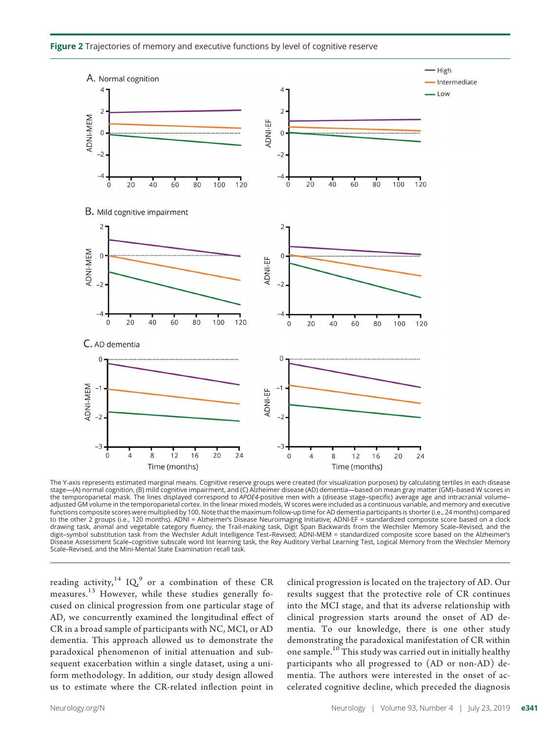**Figure 2** Trajectories of memory and executive functions by level of cognitive reserve

The Y-axis represents estimated marginal means. Cognitive reserve groups were created (for visualization purposes) by calculating tertiles in each disease stage—(A) normal cognition, (B) mild cognitive impairment, and (C) Alzheimer disease (AD) dementia—based on mean gray matter (GM)–based W scores in the temporoparietal mask. The lines displayed correspond to *APOE4*-positive men with a (disease stage–specific) average age and intracranial volume–adjusted GM volume in the temporoparietal cortex. In the linear mixed models, W scores were included as a continuous variable, and memory and executive functions composite scores were multiplied by 100. Note that the maximum follow-up time for AD dementia participants is shorter (i.e., 24 months) compared to the other 2 groups (i.e., 120 months). ADNI = Alzheimer's Disease Neuroimaging Initiative; ADNI-EF = standardized composite score based on a clock drawing task, animal and vegetable category fluency, the Trail-making task, Digit Span Backwards from the Wechsler Memory Scale–Revised, and the digit–symbol substitution task from the Wechsler Adult Intelligence Test–Revised; ADNI-MEM = standardized composite score based on the Alzheimer's Disease Assessment Scale–cognitive subscale word list learning task, the Rey Auditory Verbal Learning Test, Logical Memory from the Wechsler Memory Scale–Revised, and the Mini-Mental State Examination recall task.

reading activity,[14] IQ,[9] or a combination of these CR measures.[13] However, while these studies generally focused on clinical progression from one particular stage of AD, we concurrently examined the longitudinal effect of CR in a broad sample of participants with NC, MCI, or AD dementia. This approach allowed us to demonstrate the paradoxical phenomenon of initial attenuation and subsequent exacerbation within a single dataset, using a uniform methodology. In addition, our study design allowed us to estimate where the CR-related inflection point in clinical progression is located on the trajectory of AD. Our results suggest that the protective role of CR continues into the MCI stage, and that its adverse relationship with clinical progression starts around the onset of AD dementia. To our knowledge, there is one other study demonstrating the paradoxical manifestation of CR within one sample.[10] This study was carried out in initially healthy participants who all progressed to (AD or non-AD) dementia. The authors were interested in the onset of accelerated cognitive decline, which preceded the diagnosis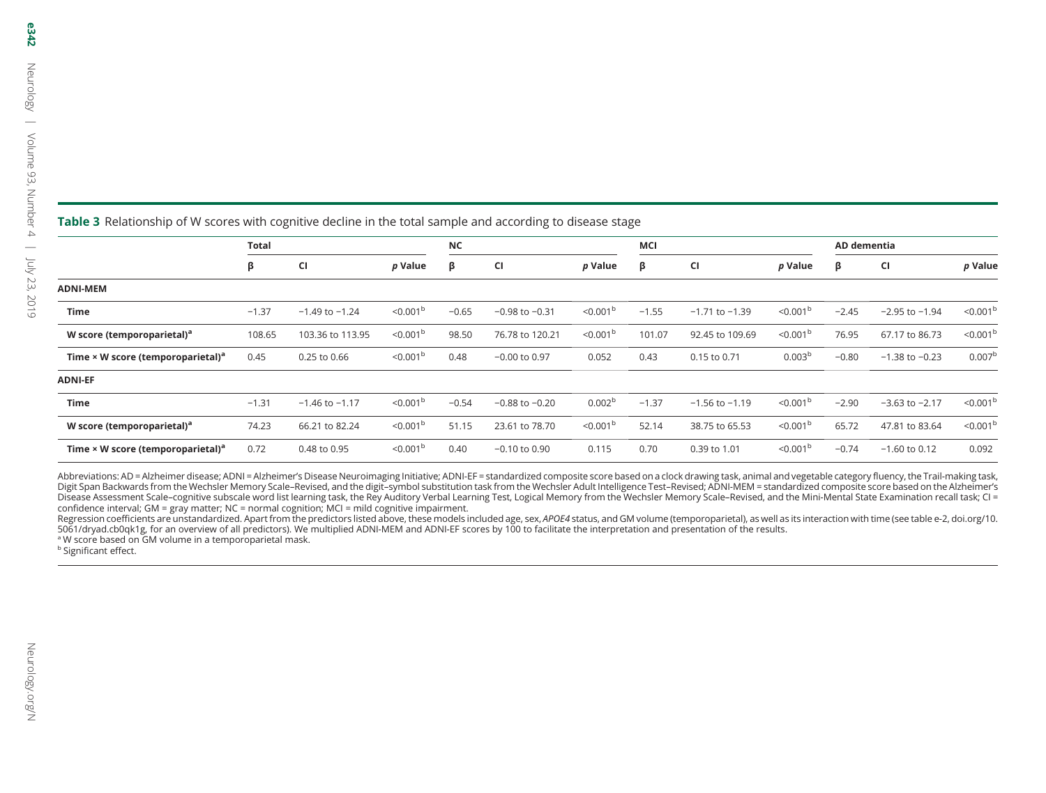**Table 3** Relationship of W scores with cognitive decline in the total sample and according to disease stage

| | Total | | | NC | | | MCI | | | AD dementia | | |
|---|---|---|---|---|---|---|---|---|---|---|---|---|
| | β | CI | *p* Value | β | CI | *p* Value | β | CI | *p* Value | β | CI | *p* Value |
| **ADNI-MEM** | | | | | | | | | | | | |
| **Time** | −1.37 | −1.49 to −1.24 | <0.001[b] | −0.65 | −0.98 to −0.31 | <0.001[b] | −1.55 | −1.71 to −1.39 | <0.001[b] | −2.45 | −2.95 to −1.94 | <0.001[b] |
| **W score (temporoparietal)[a]** | 108.65 | 103.36 to 113.95 | <0.001[b] | 98.50 | 76.78 to 120.21 | <0.001[b] | 101.07 | 92.45 to 109.69 | <0.001[b] | 76.95 | 67.17 to 86.73 | <0.001[b] |
| **Time × W score (temporoparietal)[a]** | 0.45 | 0.25 to 0.66 | <0.001[b] | 0.48 | −0.00 to 0.97 | 0.052 | 0.43 | 0.15 to 0.71 | 0.003[b] | −0.80 | −1.38 to −0.23 | 0.007[b] |
| **ADNI-EF** | | | | | | | | | | | | |
| **Time** | −1.31 | −1.46 to −1.17 | <0.001[b] | −0.54 | −0.88 to −0.20 | 0.002[b] | −1.37 | −1.56 to −1.19 | <0.001[b] | −2.90 | −3.63 to −2.17 | <0.001[b] |
| **W score (temporoparietal)[a]** | 74.23 | 66.21 to 82.24 | <0.001[b] | 51.15 | 23.61 to 78.70 | <0.001[b] | 52.14 | 38.75 to 65.53 | <0.001[b] | 65.72 | 47.81 to 83.64 | <0.001[b] |
| **Time × W score (temporoparietal)[a]** | 0.72 | 0.48 to 0.95 | <0.001[b] | 0.40 | −0.10 to 0.90 | 0.115 | 0.70 | 0.39 to 1.01 | <0.001[b] | −0.74 | −1.60 to 0.12 | 0.092 |

Abbreviations: AD = Alzheimer disease; ADNI = Alzheimer's Disease Neuroimaging Initiative; ADNI-EF = standardized composite score based on a clock drawing task, animal and vegetable category fluency, the Trail-making task, Digit Span Backwards from the Wechsler Memory Scale–Revised, and the digit–symbol substitution task from the Wechsler Adult Intelligence Test–Revised; ADNI-MEM = standardized composite score based on the Alzheimer's Disease Assessment Scale–cognitive subscale word list learning task, the Rey Auditory Verbal Learning Test, Logical Memory from the Wechsler Memory Scale–Revised, and the Mini-Mental State Examination recall task; CI = confidence interval; GM = gray matter; NC = normal cognition; MCI = mild cognitive impairment.

Regression coefficients are unstandardized. Apart from the predictors listed above, these models included age, sex, *APOE4* status, and GM volume (temporoparietal), as well as its interaction with time (see table e-2, doi.org/10.5061/dryad.cb0qk1g, for an overview of all predictors). We multiplied ADNI-MEM and ADNI-EF scores by 100 to facilitate the interpretation and presentation of the results.

[a] W score based on GM volume in a temporoparietal mask.

[b] Significant effect.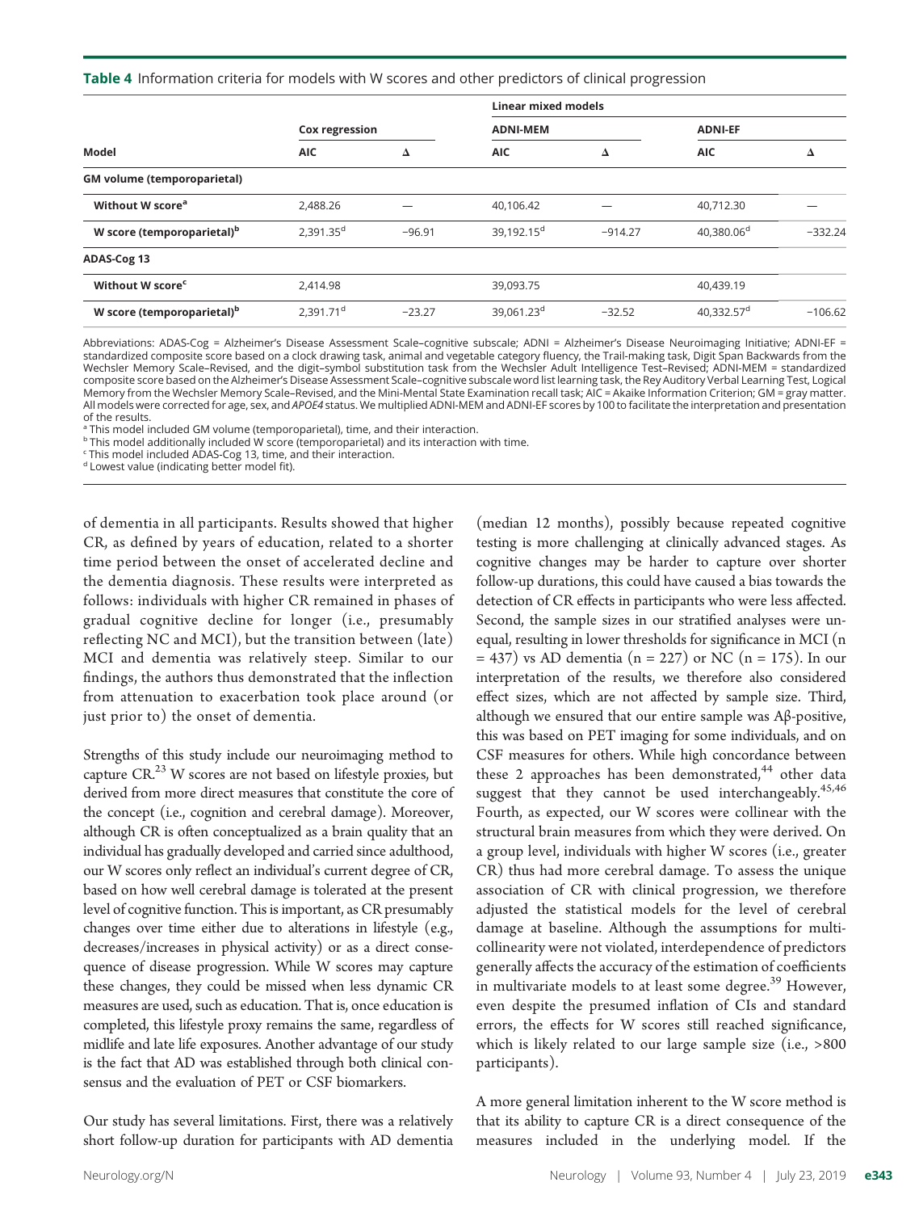**Table 4** Information criteria for models with W scores and other predictors of clinical progression

| Model | Cox regression | | Linear mixed models | | | |
|---|---|---|---|---|---|---|
| | | | ADNI-MEM | | ADNI-EF | |
| | AIC | Δ | AIC | Δ | AIC | Δ |
| **GM volume (temporoparietal)** | | | | | | |
| Without W score[a] | 2,488.26 | — | 40,106.42 | — | 40,712.30 | — |
| W score (temporoparietal)[b] | 2,391.35[d] | −96.91 | 39,192.15[d] | −914.27 | 40,380.06[d] | −332.24 |
| **ADAS-Cog 13** | | | | | | |
| Without W score[c] | 2,414.98 | | 39,093.75 | | 40,439.19 | |
| W score (temporoparietal)[b] | 2,391.71[d] | −23.27 | 39,061.23[d] | −32.52 | 40,332.57[d] | −106.62 |

Abbreviations: ADAS-Cog = Alzheimer's Disease Assessment Scale–cognitive subscale; ADNI = Alzheimer's Disease Neuroimaging Initiative; ADNI-EF = standardized composite score based on a clock drawing task, animal and vegetable category fluency, the Trail-making task, Digit Span Backwards from the Wechsler Memory Scale–Revised, and the digit–symbol substitution task from the Wechsler Adult Intelligence Test–Revised; ADNI-MEM = standardized composite score based on the Alzheimer's Disease Assessment Scale–cognitive subscale word list learning task, the Rey Auditory Verbal Learning Test, Logical Memory from the Wechsler Memory Scale–Revised, and the Mini-Mental State Examination recall task; AIC = Akaike Information Criterion; GM = gray matter. All models were corrected for age, sex, and *APOE4* status. We multiplied ADNI-MEM and ADNI-EF scores by 100 to facilitate the interpretation and presentation of the results.

[a] This model included GM volume (temporoparietal), time, and their interaction.
[b] This model additionally included W score (temporoparietal) and its interaction with time.
[c] This model included ADAS-Cog 13, time, and their interaction.
[d] Lowest value (indicating better model fit).

of dementia in all participants. Results showed that higher CR, as defined by years of education, related to a shorter time period between the onset of accelerated decline and the dementia diagnosis. These results were interpreted as follows: individuals with higher CR remained in phases of gradual cognitive decline for longer (i.e., presumably reflecting NC and MCI), but the transition between (late) MCI and dementia was relatively steep. Similar to our findings, the authors thus demonstrated that the inflection from attenuation to exacerbation took place around (or just prior to) the onset of dementia.

Strengths of this study include our neuroimaging method to capture CR.[23] W scores are not based on lifestyle proxies, but derived from more direct measures that constitute the core of the concept (i.e., cognition and cerebral damage). Moreover, although CR is often conceptualized as a brain quality that an individual has gradually developed and carried since adulthood, our W scores only reflect an individual's current degree of CR, based on how well cerebral damage is tolerated at the present level of cognitive function. This is important, as CR presumably changes over time either due to alterations in lifestyle (e.g., decreases/increases in physical activity) or as a direct consequence of disease progression. While W scores may capture these changes, they could be missed when less dynamic CR measures are used, such as education. That is, once education is completed, this lifestyle proxy remains the same, regardless of midlife and late life exposures. Another advantage of our study is the fact that AD was established through both clinical consensus and the evaluation of PET or CSF biomarkers.

Our study has several limitations. First, there was a relatively short follow-up duration for participants with AD dementia (median 12 months), possibly because repeated cognitive testing is more challenging at clinically advanced stages. As cognitive changes may be harder to capture over shorter follow-up durations, this could have caused a bias towards the detection of CR effects in participants who were less affected. Second, the sample sizes in our stratified analyses were unequal, resulting in lower thresholds for significance in MCI (n = 437) vs AD dementia (n = 227) or NC (n = 175). In our interpretation of the results, we therefore also considered effect sizes, which are not affected by sample size. Third, although we ensured that our entire sample was Aβ-positive, this was based on PET imaging for some individuals, and on CSF measures for others. While high concordance between these 2 approaches has been demonstrated,[44] other data suggest that they cannot be used interchangeably.[45,46] Fourth, as expected, our W scores were collinear with the structural brain measures from which they were derived. On a group level, individuals with higher W scores (i.e., greater CR) thus had more cerebral damage. To assess the unique association of CR with clinical progression, we therefore adjusted the statistical models for the level of cerebral damage at baseline. Although the assumptions for multicollinearity were not violated, interdependence of predictors generally affects the accuracy of the estimation of coefficients in multivariate models to at least some degree.[39] However, even despite the presumed inflation of CIs and standard errors, the effects for W scores still reached significance, which is likely related to our large sample size (i.e., >800 participants).

A more general limitation inherent to the W score method is that its ability to capture CR is a direct consequence of the measures included in the underlying model. If the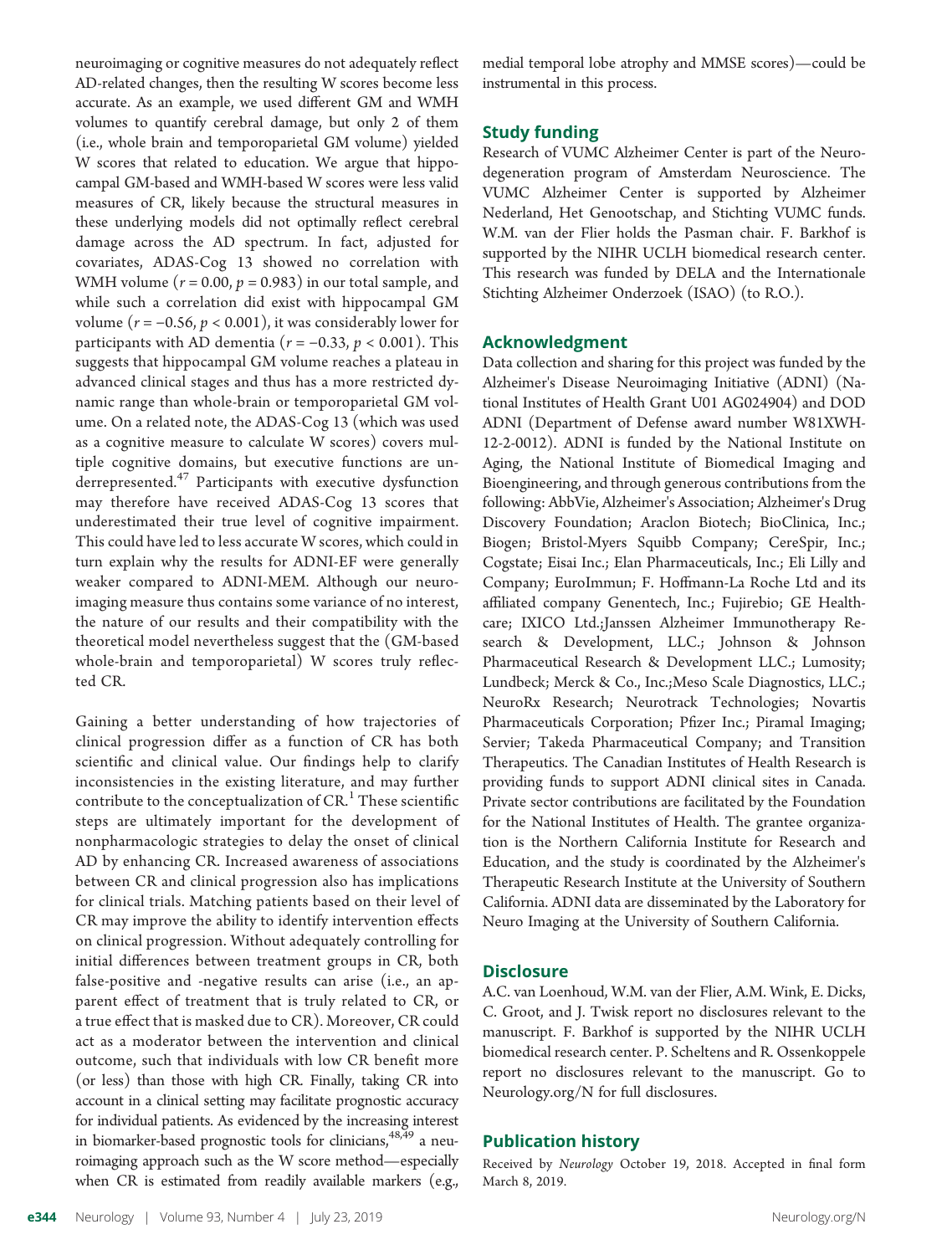neuroimaging or cognitive measures do not adequately reflect AD-related changes, then the resulting W scores become less accurate. As an example, we used different GM and WMH volumes to quantify cerebral damage, but only 2 of them (i.e., whole brain and temporoparietal GM volume) yielded W scores that related to education. We argue that hippocampal GM-based and WMH-based W scores were less valid measures of CR, likely because the structural measures in these underlying models did not optimally reflect cerebral damage across the AD spectrum. In fact, adjusted for covariates, ADAS-Cog 13 showed no correlation with WMH volume ($r = 0.00$, $p = 0.983$) in our total sample, and while such a correlation did exist with hippocampal GM volume ($r = −0.56$, $p < 0.001$), it was considerably lower for participants with AD dementia ($r = −0.33$, $p < 0.001$). This suggests that hippocampal GM volume reaches a plateau in advanced clinical stages and thus has a more restricted dynamic range than whole-brain or temporoparietal GM volume. On a related note, the ADAS-Cog 13 (which was used as a cognitive measure to calculate W scores) covers multiple cognitive domains, but executive functions are underrepresented.[47] Participants with executive dysfunction may therefore have received ADAS-Cog 13 scores that underestimated their true level of cognitive impairment. This could have led to less accurate W scores, which could in turn explain why the results for ADNI-EF were generally weaker compared to ADNI-MEM. Although our neuroimaging measure thus contains some variance of no interest, the nature of our results and their compatibility with the theoretical model nevertheless suggest that the (GM-based whole-brain and temporoparietal) W scores truly reflected CR.

Gaining a better understanding of how trajectories of clinical progression differ as a function of CR has both scientific and clinical value. Our findings help to clarify inconsistencies in the existing literature, and may further contribute to the conceptualization of CR.[1] These scientific steps are ultimately important for the development of nonpharmacologic strategies to delay the onset of clinical AD by enhancing CR. Increased awareness of associations between CR and clinical progression also has implications for clinical trials. Matching patients based on their level of CR may improve the ability to identify intervention effects on clinical progression. Without adequately controlling for initial differences between treatment groups in CR, both false-positive and -negative results can arise (i.e., an apparent effect of treatment that is truly related to CR, or a true effect that is masked due to CR). Moreover, CR could act as a moderator between the intervention and clinical outcome, such that individuals with low CR benefit more (or less) than those with high CR. Finally, taking CR into account in a clinical setting may facilitate prognostic accuracy for individual patients. As evidenced by the increasing interest in biomarker-based prognostic tools for clinicians,[48,49] a neuroimaging approach such as the W score method—especially when CR is estimated from readily available markers (e.g., medial temporal lobe atrophy and MMSE scores)—could be instrumental in this process.

## Study funding

Research of VUMC Alzheimer Center is part of the Neurodegeneration program of Amsterdam Neuroscience. The VUMC Alzheimer Center is supported by Alzheimer Nederland, Het Genootschap, and Stichting VUMC funds. W.M. van der Flier holds the Pasman chair. F. Barkhof is supported by the NIHR UCLH biomedical research center. This research was funded by DELA and the Internationale Stichting Alzheimer Onderzoek (ISAO) (to R.O.).

## Acknowledgment

Data collection and sharing for this project was funded by the Alzheimer's Disease Neuroimaging Initiative (ADNI) (National Institutes of Health Grant U01 AG024904) and DOD ADNI (Department of Defense award number W81XWH-12-2-0012). ADNI is funded by the National Institute on Aging, the National Institute of Biomedical Imaging and Bioengineering, and through generous contributions from the following: AbbVie, Alzheimer's Association; Alzheimer's Drug Discovery Foundation; Araclon Biotech; BioClinica, Inc.; Biogen; Bristol-Myers Squibb Company; CereSpir, Inc.; Cogstate; Eisai Inc.; Elan Pharmaceuticals, Inc.; Eli Lilly and Company; EuroImmun; F. Hoffmann-La Roche Ltd and its affiliated company Genentech, Inc.; Fujirebio; GE Healthcare; IXICO Ltd.;Janssen Alzheimer Immunotherapy Research & Development, LLC.; Johnson & Johnson Pharmaceutical Research & Development LLC.; Lumosity; Lundbeck; Merck & Co., Inc.;Meso Scale Diagnostics, LLC.; NeuroRx Research; Neurotrack Technologies; Novartis Pharmaceuticals Corporation; Pfizer Inc.; Piramal Imaging; Servier; Takeda Pharmaceutical Company; and Transition Therapeutics. The Canadian Institutes of Health Research is providing funds to support ADNI clinical sites in Canada. Private sector contributions are facilitated by the Foundation for the National Institutes of Health. The grantee organization is the Northern California Institute for Research and Education, and the study is coordinated by the Alzheimer's Therapeutic Research Institute at the University of Southern California. ADNI data are disseminated by the Laboratory for Neuro Imaging at the University of Southern California.

## Disclosure

A.C. van Loenhoud, W.M. van der Flier, A.M. Wink, E. Dicks, C. Groot, and J. Twisk report no disclosures relevant to the manuscript. F. Barkhof is supported by the NIHR UCLH biomedical research center. P. Scheltens and R. Ossenkoppele report no disclosures relevant to the manuscript. Go to Neurology.org/N for full disclosures.

## Publication history

Received by *Neurology* October 19, 2018. Accepted in final form March 8, 2019.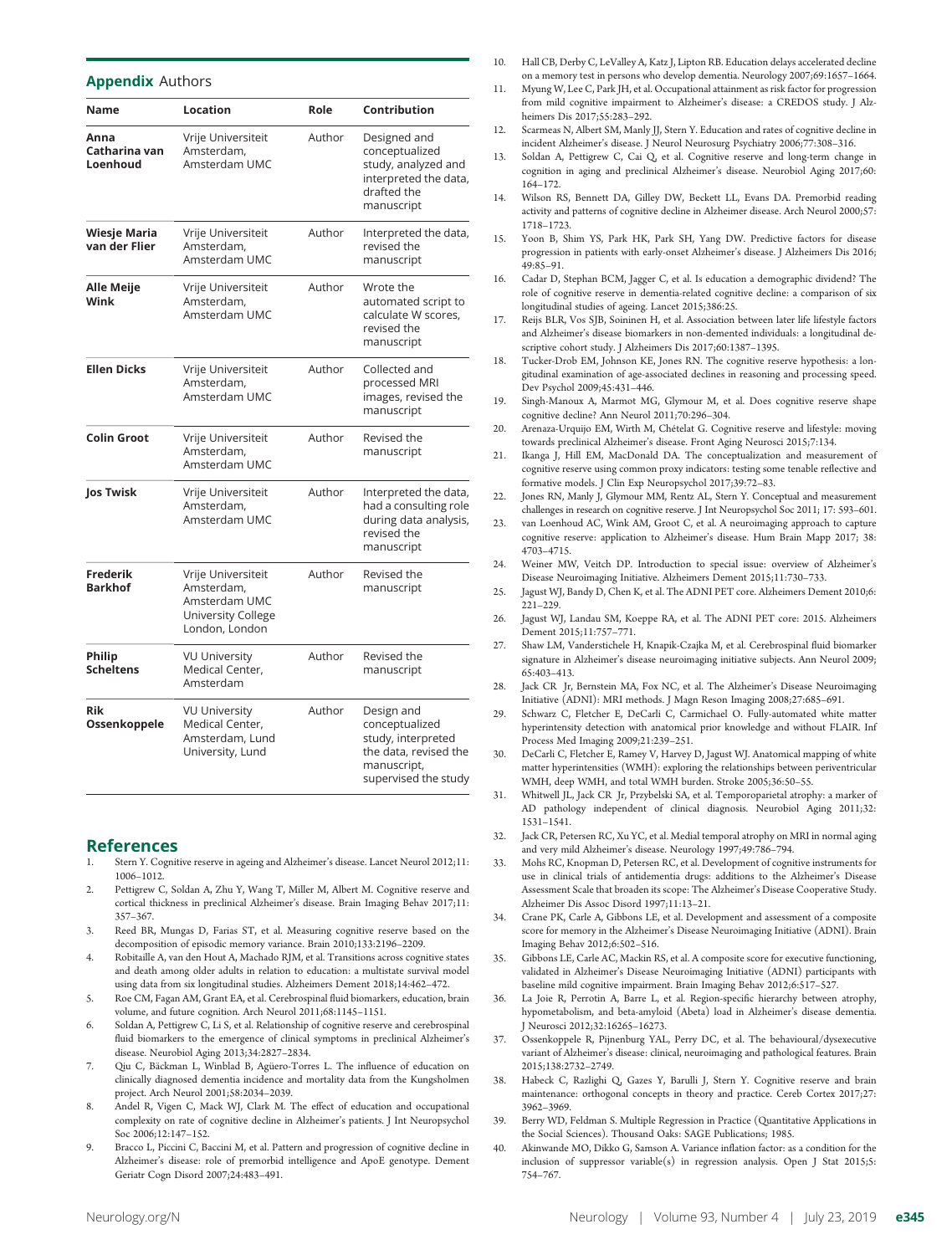## Appendix Authors

| Name | Location | Role | Contribution |
|---|---|---|---|
| **Anna Catharina van Loenhoud** | Vrije Universiteit Amsterdam, Amsterdam UMC | Author | Designed and conceptualized study, analyzed and interpreted the data, drafted the manuscript |
| **Wiesje Maria van der Flier** | Vrije Universiteit Amsterdam, Amsterdam UMC | Author | Interpreted the data, revised the manuscript |
| **Alle Meije Wink** | Vrije Universiteit Amsterdam, Amsterdam UMC | Author | Wrote the automated script to calculate W scores, revised the manuscript |
| **Ellen Dicks** | Vrije Universiteit Amsterdam, Amsterdam UMC | Author | Collected and processed MRI images, revised the manuscript |
| **Colin Groot** | Vrije Universiteit Amsterdam, Amsterdam UMC | Author | Revised the manuscript |
| **Jos Twisk** | Vrije Universiteit Amsterdam, Amsterdam UMC | Author | Interpreted the data, had a consulting role during data analysis, revised the manuscript |
| **Frederik Barkhof** | Vrije Universiteit Amsterdam, Amsterdam UMC University College London, London | Author | Revised the manuscript |
| **Philip Scheltens** | VU University Medical Center, Amsterdam | Author | Revised the manuscript |
| **Rik Ossenkoppele** | VU University Medical Center, Amsterdam, Lund University, Lund | Author | Design and conceptualized study, interpreted the data, revised the manuscript, supervised the study |

## References

1. Stern Y. Cognitive reserve in ageing and Alzheimer's disease. Lancet Neurol 2012;11: 1006–1012.
2. Pettigrew C, Soldan A, Zhu Y, Wang T, Miller M, Albert M. Cognitive reserve and cortical thickness in preclinical Alzheimer's disease. Brain Imaging Behav 2017;11: 357–367.
3. Reed BR, Mungas D, Farias ST, et al. Measuring cognitive reserve based on the decomposition of episodic memory variance. Brain 2010;133:2196–2209.
4. Robitaille A, van den Hout A, Machado RJM, et al. Transitions across cognitive states and death among older adults in relation to education: a multistate survival model using data from six longitudinal studies. Alzheimers Dement 2018;14:462–472.
5. Roe CM, Fagan AM, Grant EA, et al. Cerebrospinal fluid biomarkers, education, brain volume, and future cognition. Arch Neurol 2011;68:1145–1151.
6. Soldan A, Pettigrew C, Li S, et al. Relationship of cognitive reserve and cerebrospinal fluid biomarkers to the emergence of clinical symptoms in preclinical Alzheimer's disease. Neurobiol Aging 2013;34:2827–2834.
7. Qiu C, Bäckman L, Winblad B, Agüero-Torres L. The influence of education on clinically diagnosed dementia incidence and mortality data from the Kungsholmen project. Arch Neurol 2001;58:2034–2039.
8. Andel R, Vigen C, Mack WJ, Clark M. The effect of education and occupational complexity on rate of cognitive decline in Alzheimer's patients. J Int Neuropsychol Soc 2006;12:147–152.
9. Bracco L, Piccini C, Baccini M, et al. Pattern and progression of cognitive decline in Alzheimer's disease: role of premorbid intelligence and ApoE genotype. Dement Geriatr Cogn Disord 2007;24:483–491.
10. Hall CB, Derby C, LeValley A, Katz J, Lipton RB. Education delays accelerated decline on a memory test in persons who develop dementia. Neurology 2007;69:1657–1664.
11. Myung W, Lee C, Park JH, et al. Occupational attainment as risk factor for progression from mild cognitive impairment to Alzheimer's disease: a CREDOS study. J Alzheimers Dis 2017;55:283–292.
12. Scarmeas N, Albert SM, Manly JJ, Stern Y. Education and rates of cognitive decline in incident Alzheimer's disease. J Neurol Neurosurg Psychiatry 2006;77:308–316.
13. Soldan A, Pettigrew C, Cai Q, et al. Cognitive reserve and long-term change in cognition in aging and preclinical Alzheimer's disease. Neurobiol Aging 2017;60: 164–172.
14. Wilson RS, Bennett DA, Gilley DW, Beckett LL, Evans DA. Premorbid reading activity and patterns of cognitive decline in Alzheimer disease. Arch Neurol 2000;57: 1718–1723.
15. Yoon B, Shim YS, Park HK, Park SH, Yang DW. Predictive factors for disease progression in patients with early-onset Alzheimer's disease. J Alzheimers Dis 2016; 49:85–91.
16. Cadar D, Stephan BCM, Jagger C, et al. Is education a demographic dividend? The role of cognitive reserve in dementia-related cognitive decline: a comparison of six longitudinal studies of ageing. Lancet 2015;386:25.
17. Reijs BLR, Vos SJB, Soininen H, et al. Association between later life lifestyle factors and Alzheimer's disease biomarkers in non-demented individuals: a longitudinal descriptive cohort study. J Alzheimers Dis 2017;60:1387–1395.
18. Tucker-Drob EM, Johnson KE, Jones RN. The cognitive reserve hypothesis: a longitudinal examination of age-associated declines in reasoning and processing speed. Dev Psychol 2009;45:431–446.
19. Singh-Manoux A, Marmot MG, Glymour M, et al. Does cognitive reserve shape cognitive decline? Ann Neurol 2011;70:296–304.
20. Arenaza-Urquijo EM, Wirth M, Chételat G. Cognitive reserve and lifestyle: moving towards preclinical Alzheimer's disease. Front Aging Neurosci 2015;7:134.
21. Ikanga J, Hill EM, MacDonald DA. The conceptualization and measurement of cognitive reserve using common proxy indicators: testing some tenable reflective and formative models. J Clin Exp Neuropsychol 2017;39:72–83.
22. Jones RN, Manly J, Glymour MM, Rentz AL, Stern Y. Conceptual and measurement challenges in research on cognitive reserve. J Int Neuropsychol Soc 2011; 17: 593–601.
23. van Loenhoud AC, Wink AM, Groot C, et al. A neuroimaging approach to capture cognitive reserve: application to Alzheimer's disease. Hum Brain Mapp 2017; 38: 4703–4715.
24. Weiner MW, Veitch DP. Introduction to special issue: overview of Alzheimer's Disease Neuroimaging Initiative. Alzheimers Dement 2015;11:730–733.
25. Jagust WJ, Bandy D, Chen K, et al. The ADNI PET core. Alzheimers Dement 2010;6: 221–229.
26. Jagust WJ, Landau SM, Koeppe RA, et al. The ADNI PET core: 2015. Alzheimers Dement 2015;11:757–771.
27. Shaw LM, Vanderstichele H, Knapik-Czajka M, et al. Cerebrospinal fluid biomarker signature in Alzheimer's disease neuroimaging initiative subjects. Ann Neurol 2009; 65:403–413.
28. Jack CR Jr, Bernstein MA, Fox NC, et al. The Alzheimer's Disease Neuroimaging Initiative (ADNI): MRI methods. J Magn Reson Imaging 2008;27:685–691.
29. Schwarz C, Fletcher E, DeCarli C, Carmichael O. Fully-automated white matter hyperintensity detection with anatomical prior knowledge and without FLAIR. Inf Process Med Imaging 2009;21:239–251.
30. DeCarli C, Fletcher E, Ramey V, Harvey D, Jagust WJ. Anatomical mapping of white matter hyperintensities (WMH): exploring the relationships between periventricular WMH, deep WMH, and total WMH burden. Stroke 2005;36:50–55.
31. Whitwell JL, Jack CR Jr, Przybelski SA, et al. Temporoparietal atrophy: a marker of AD pathology independent of clinical diagnosis. Neurobiol Aging 2011;32: 1531–1541.
32. Jack CR, Petersen RC, Xu YC, et al. Medial temporal atrophy on MRI in normal aging and very mild Alzheimer's disease. Neurology 1997;49:786–794.
33. Mohs RC, Knopman D, Petersen RC, et al. Development of cognitive instruments for use in clinical trials of antidementia drugs: additions to the Alzheimer's Disease Assessment Scale that broaden its scope: The Alzheimer's Disease Cooperative Study. Alzheimer Dis Assoc Disord 1997;11:13–21.
34. Crane PK, Carle A, Gibbons LE, et al. Development and assessment of a composite score for memory in the Alzheimer's Disease Neuroimaging Initiative (ADNI). Brain Imaging Behav 2012;6:502–516.
35. Gibbons LE, Carle AC, Mackin RS, et al. A composite score for executive functioning, validated in Alzheimer's Disease Neuroimaging Initiative (ADNI) participants with baseline mild cognitive impairment. Brain Imaging Behav 2012;6:517–527.
36. La Joie R, Perrotin A, Barre L, et al. Region-specific hierarchy between atrophy, hypometabolism, and beta-amyloid (Abeta) load in Alzheimer's disease dementia. J Neurosci 2012;32:16265–16273.
37. Ossenkoppele R, Pijnenburg YAL, Perry DC, et al. The behavioural/dysexecutive variant of Alzheimer's disease: clinical, neuroimaging and pathological features. Brain 2015;138:2732–2749.
38. Habeck C, Razlighi Q, Gazes Y, Barulli J, Stern Y. Cognitive reserve and brain maintenance: orthogonal concepts in theory and practice. Cereb Cortex 2017;27: 3962–3969.
39. Berry WD, Feldman S. Multiple Regression in Practice (Quantitative Applications in the Social Sciences). Thousand Oaks: SAGE Publications; 1985.
40. Akinwande MO, Dikko G, Samson A. Variance inflation factor: as a condition for the inclusion of suppressor variable(s) in regression analysis. Open J Stat 2015;5: 754–767.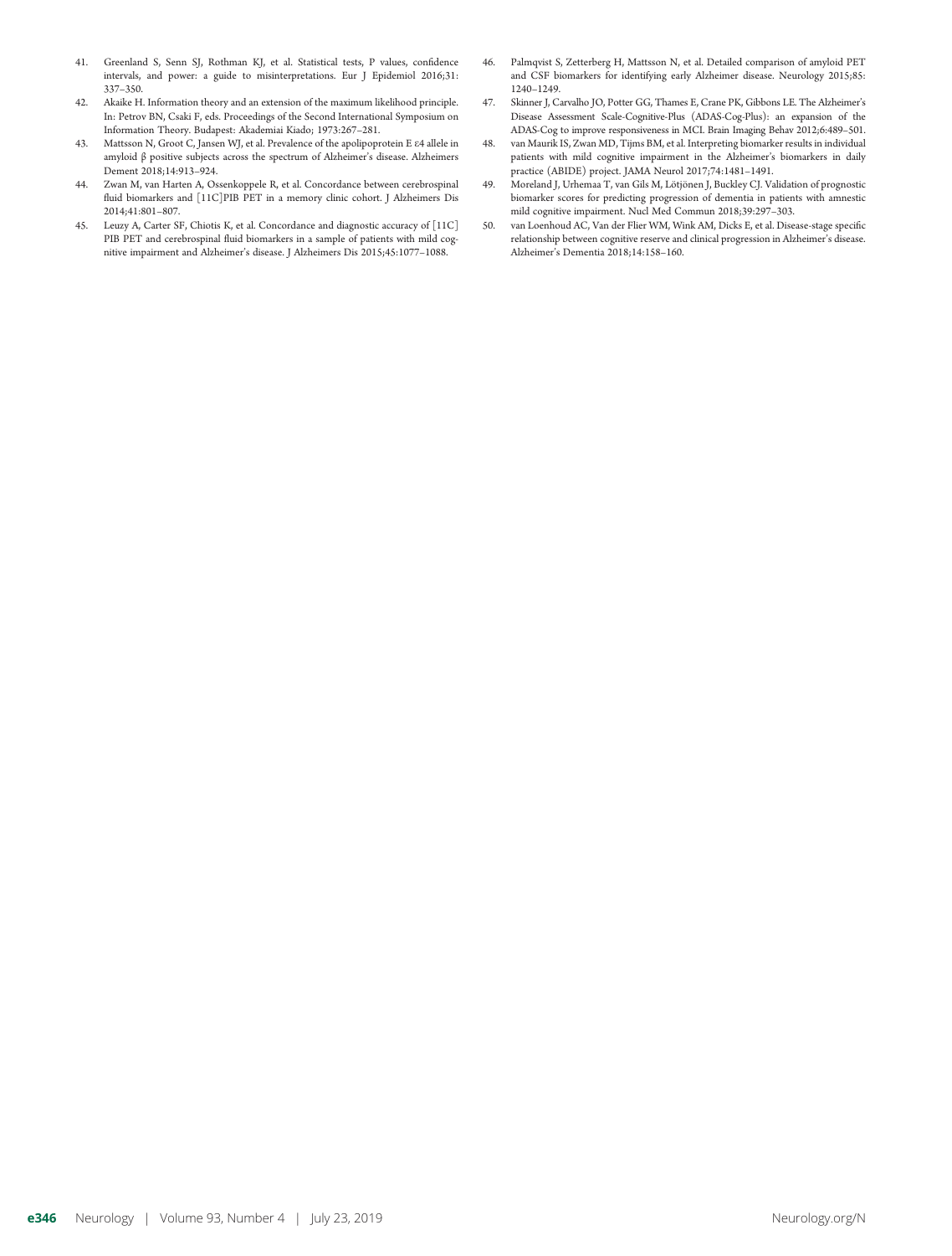41. Greenland S, Senn SJ, Rothman KJ, et al. Statistical tests, P values, confidence intervals, and power: a guide to misinterpretations. Eur J Epidemiol 2016;31: 337–350.
42. Akaike H. Information theory and an extension of the maximum likelihood principle. In: Petrov BN, Csaki F, eds. Proceedings of the Second International Symposium on Information Theory. Budapest: Akademiai Kiado; 1973:267–281.
43. Mattsson N, Groot C, Jansen WJ, et al. Prevalence of the apolipoprotein E ε4 allele in amyloid β positive subjects across the spectrum of Alzheimer's disease. Alzheimers Dement 2018;14:913–924.
44. Zwan M, van Harten A, Ossenkoppele R, et al. Concordance between cerebrospinal fluid biomarkers and [11C]PIB PET in a memory clinic cohort. J Alzheimers Dis 2014;41:801–807.
45. Leuzy A, Carter SF, Chiotis K, et al. Concordance and diagnostic accuracy of [11C] PIB PET and cerebrospinal fluid biomarkers in a sample of patients with mild cognitive impairment and Alzheimer's disease. J Alzheimers Dis 2015;45:1077–1088.
46. Palmqvist S, Zetterberg H, Mattsson N, et al. Detailed comparison of amyloid PET and CSF biomarkers for identifying early Alzheimer disease. Neurology 2015;85: 1240–1249.
47. Skinner J, Carvalho JO, Potter GG, Thames E, Crane PK, Gibbons LE. The Alzheimer's Disease Assessment Scale-Cognitive-Plus (ADAS-Cog-Plus): an expansion of the ADAS-Cog to improve responsiveness in MCI. Brain Imaging Behav 2012;6:489–501.
48. van Maurik IS, Zwan MD, Tijms BM, et al. Interpreting biomarker results in individual patients with mild cognitive impairment in the Alzheimer's biomarkers in daily practice (ABIDE) project. JAMA Neurol 2017;74:1481–1491.
49. Moreland J, Urhemaa T, van Gils M, Lötjönen J, Buckley CJ. Validation of prognostic biomarker scores for predicting progression of dementia in patients with amnestic mild cognitive impairment. Nucl Med Commun 2018;39:297–303.
50. van Loenhoud AC, Van der Flier WM, Wink AM, Dicks E, et al. Disease-stage specific relationship between cognitive reserve and clinical progression in Alzheimer's disease. Alzheimer's Dementia 2018;14:158–160.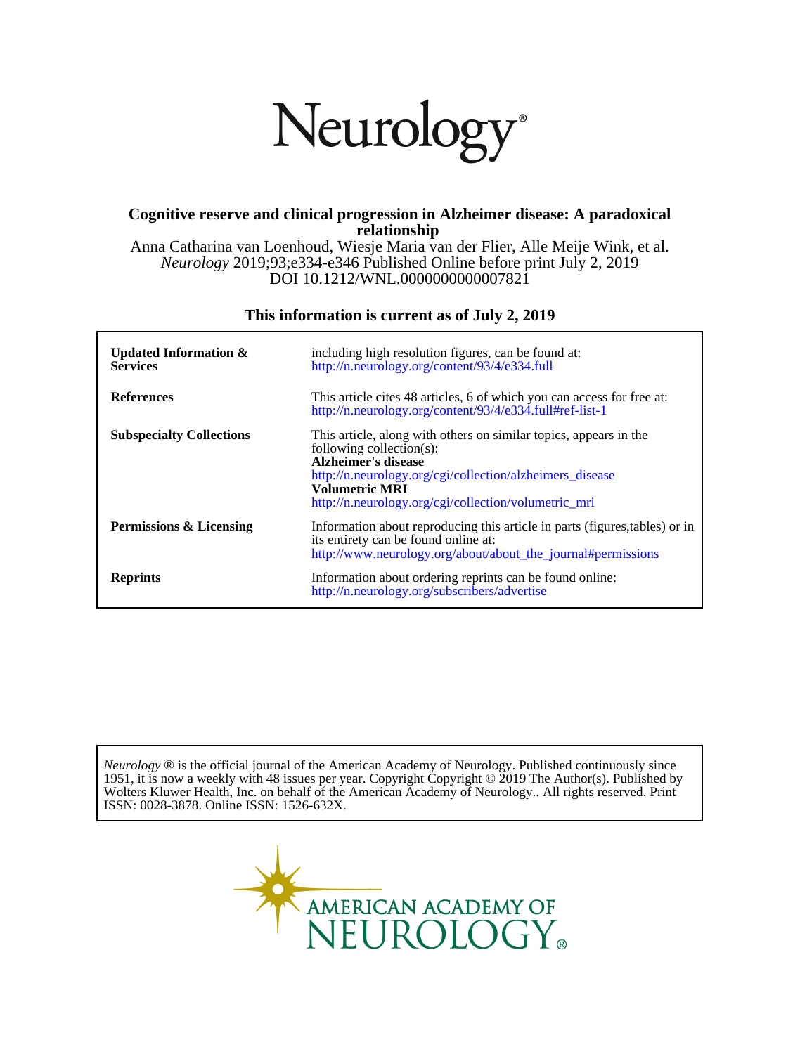# Neurology®

**Cognitive reserve and clinical progression in Alzheimer disease: A paradoxical relationship**

Anna Catharina van Loenhoud, Wiesje Maria van der Flier, Alle Meije Wink, et al.
*Neurology* 2019;93;e334-e346 Published Online before print July 2, 2019
DOI 10.1212/WNL.0000000000007821

**This information is current as of July 2, 2019**

| | |
|---|---|
| **Updated Information & Services** | including high resolution figures, can be found at: http://n.neurology.org/content/93/4/e334.full |
| **References** | This article cites 48 articles, 6 of which you can access for free at: http://n.neurology.org/content/93/4/e334.full#ref-list-1 |
| **Subspecialty Collections** | This article, along with others on similar topics, appears in the following collection(s): **Alzheimer's disease** http://n.neurology.org/cgi/collection/alzheimers_disease **Volumetric MRI** http://n.neurology.org/cgi/collection/volumetric_mri |
| **Permissions & Licensing** | Information about reproducing this article in parts (figures,tables) or in its entirety can be found online at: http://www.neurology.org/about/about_the_journal#permissions |
| **Reprints** | Information about ordering reprints can be found online: http://n.neurology.org/subscribers/advertise |

*Neurology* ® is the official journal of the American Academy of Neurology. Published continuously since 1951, it is now a weekly with 48 issues per year. Copyright Copyright © 2019 The Author(s). Published by Wolters Kluwer Health, Inc. on behalf of the American Academy of Neurology.. All rights reserved. Print ISSN: 0028-3878. Online ISSN: 1526-632X.

AMERICAN ACADEMY OF NEUROLOGY®